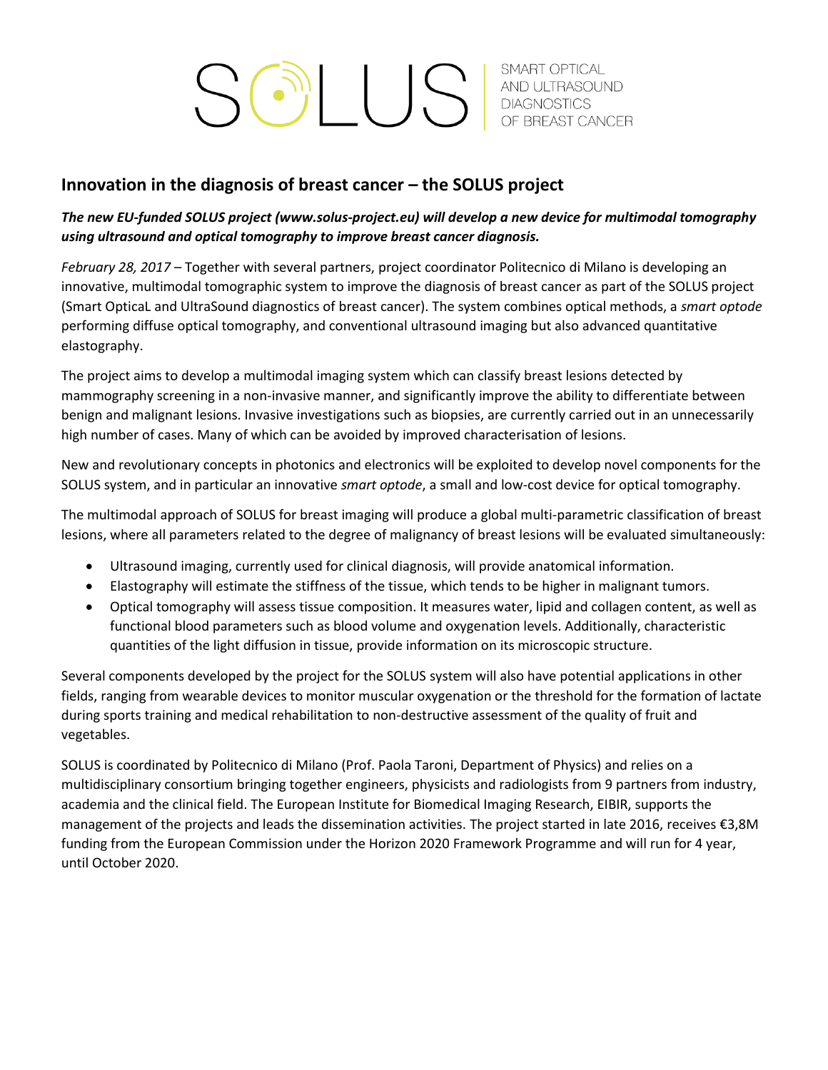SOLUS SMART OPTICAL AND ULTRASOUND DIAGNOSTICS OF BREAST CANCER

## Innovation in the diagnosis of breast cancer – the SOLUS project

***The new EU-funded SOLUS project (www.solus-project.eu) will develop a new device for multimodal tomography using ultrasound and optical tomography to improve breast cancer diagnosis.***

*February 28, 2017* – Together with several partners, project coordinator Politecnico di Milano is developing an innovative, multimodal tomographic system to improve the diagnosis of breast cancer as part of the SOLUS project (Smart OpticaL and UltraSound diagnostics of breast cancer). The system combines optical methods, a *smart optode* performing diffuse optical tomography, and conventional ultrasound imaging but also advanced quantitative elastography.

The project aims to develop a multimodal imaging system which can classify breast lesions detected by mammography screening in a non-invasive manner, and significantly improve the ability to differentiate between benign and malignant lesions. Invasive investigations such as biopsies, are currently carried out in an unnecessarily high number of cases. Many of which can be avoided by improved characterisation of lesions.

New and revolutionary concepts in photonics and electronics will be exploited to develop novel components for the SOLUS system, and in particular an innovative *smart optode*, a small and low-cost device for optical tomography.

The multimodal approach of SOLUS for breast imaging will produce a global multi-parametric classification of breast lesions, where all parameters related to the degree of malignancy of breast lesions will be evaluated simultaneously:

- Ultrasound imaging, currently used for clinical diagnosis, will provide anatomical information.
- Elastography will estimate the stiffness of the tissue, which tends to be higher in malignant tumors.
- Optical tomography will assess tissue composition. It measures water, lipid and collagen content, as well as functional blood parameters such as blood volume and oxygenation levels. Additionally, characteristic quantities of the light diffusion in tissue, provide information on its microscopic structure.

Several components developed by the project for the SOLUS system will also have potential applications in other fields, ranging from wearable devices to monitor muscular oxygenation or the threshold for the formation of lactate during sports training and medical rehabilitation to non-destructive assessment of the quality of fruit and vegetables.

SOLUS is coordinated by Politecnico di Milano (Prof. Paola Taroni, Department of Physics) and relies on a multidisciplinary consortium bringing together engineers, physicists and radiologists from 9 partners from industry, academia and the clinical field. The European Institute for Biomedical Imaging Research, EIBIR, supports the management of the projects and leads the dissemination activities. The project started in late 2016, receives €3,8M funding from the European Commission under the Horizon 2020 Framework Programme and will run for 4 year, until October 2020.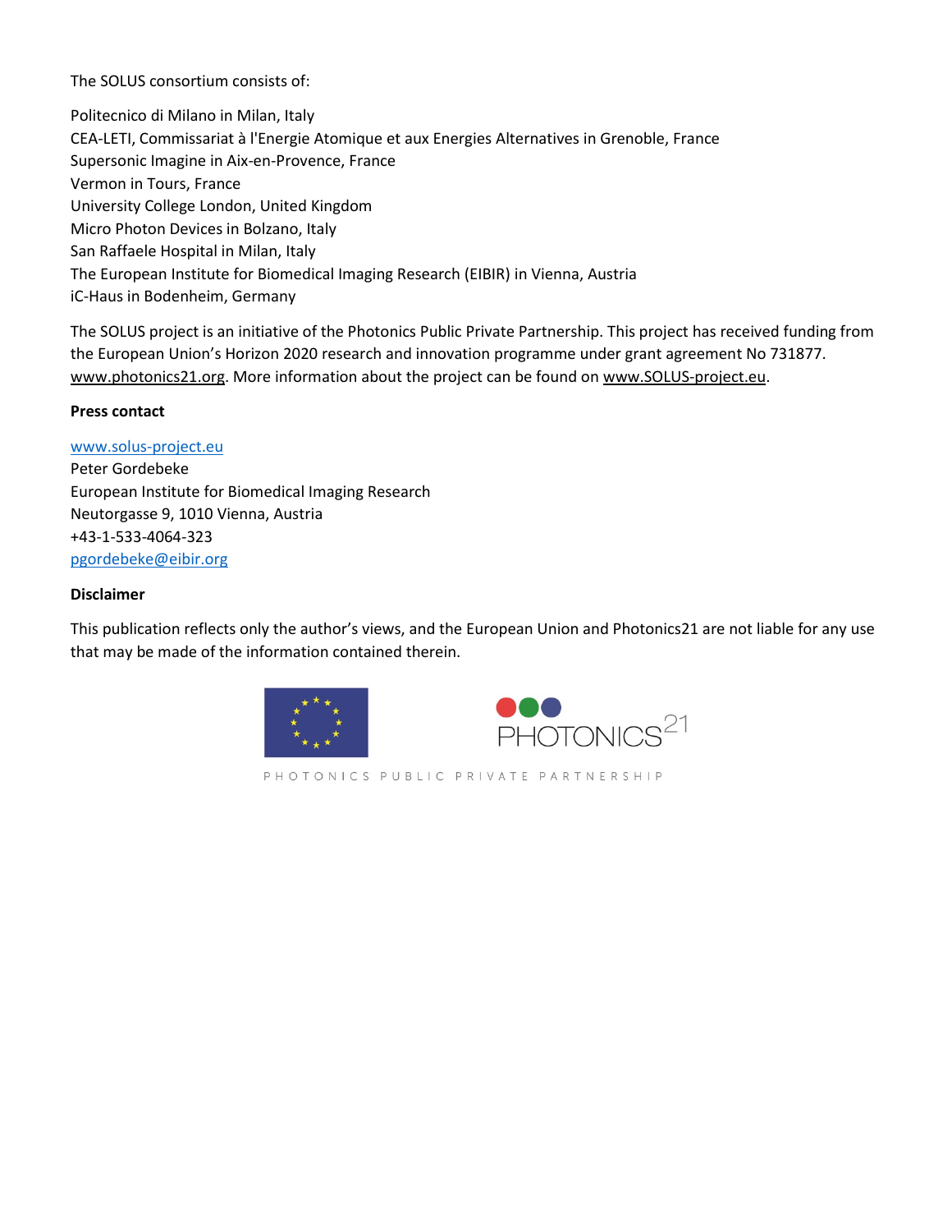The SOLUS consortium consists of:

Politecnico di Milano in Milan, Italy
CEA-LETI, Commissariat à l'Energie Atomique et aux Energies Alternatives in Grenoble, France
Supersonic Imagine in Aix-en-Provence, France
Vermon in Tours, France
University College London, United Kingdom
Micro Photon Devices in Bolzano, Italy
San Raffaele Hospital in Milan, Italy
The European Institute for Biomedical Imaging Research (EIBIR) in Vienna, Austria
iC-Haus in Bodenheim, Germany

The SOLUS project is an initiative of the Photonics Public Private Partnership. This project has received funding from the European Union's Horizon 2020 research and innovation programme under grant agreement No 731877. www.photonics21.org. More information about the project can be found on www.SOLUS-project.eu.

**Press contact**

www.solus-project.eu
Peter Gordebeke
European Institute for Biomedical Imaging Research
Neutorgasse 9, 1010 Vienna, Austria
+43-1-533-4064-323
pgordebeke@eibir.org

**Disclaimer**

This publication reflects only the author's views, and the European Union and Photonics21 are not liable for any use that may be made of the information contained therein.

PHOTONICS21

PHOTONICS PUBLIC PRIVATE PARTNERSHIP